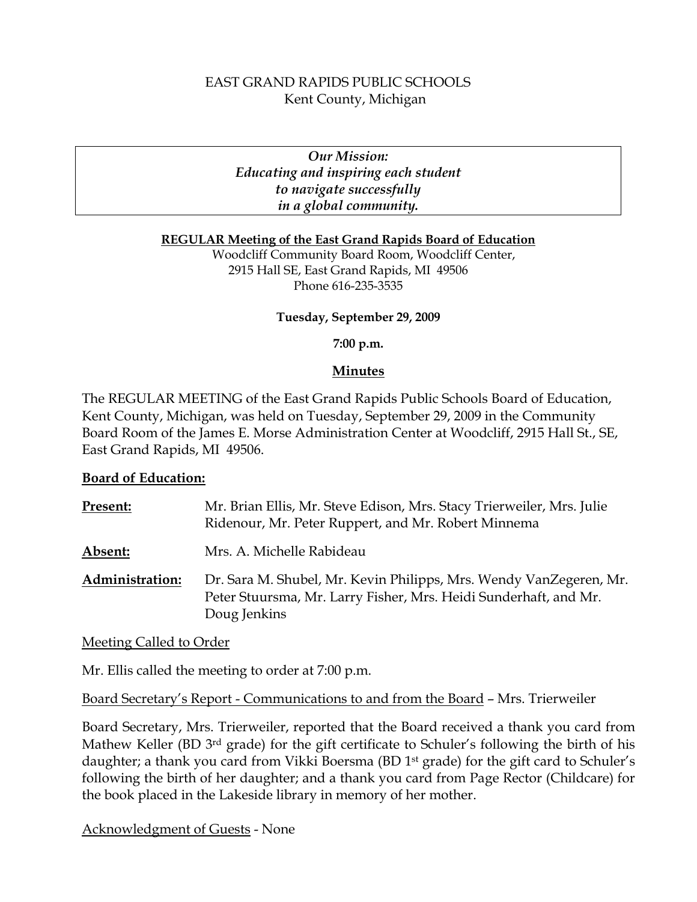EAST GRAND RAPIDS PUBLIC SCHOOLS
Kent County, Michigan

*Our Mission:*
*Educating and inspiring each student*
*to navigate successfully*
*in a global community.*

**REGULAR Meeting of the East Grand Rapids Board of Education**
Woodcliff Community Board Room, Woodcliff Center,
2915 Hall SE, East Grand Rapids, MI 49506
Phone 616-235-3535

**Tuesday, September 29, 2009**

**7:00 p.m.**

**Minutes**

The REGULAR MEETING of the East Grand Rapids Public Schools Board of Education, Kent County, Michigan, was held on Tuesday, September 29, 2009 in the Community Board Room of the James E. Morse Administration Center at Woodcliff, 2915 Hall St., SE, East Grand Rapids, MI 49506.

**Board of Education:**

**Present:** Mr. Brian Ellis, Mr. Steve Edison, Mrs. Stacy Trierweiler, Mrs. Julie Ridenour, Mr. Peter Ruppert, and Mr. Robert Minnema

**Absent:** Mrs. A. Michelle Rabideau

**Administration:** Dr. Sara M. Shubel, Mr. Kevin Philipps, Mrs. Wendy VanZegeren, Mr. Peter Stuursma, Mr. Larry Fisher, Mrs. Heidi Sunderhaft, and Mr. Doug Jenkins

Meeting Called to Order

Mr. Ellis called the meeting to order at 7:00 p.m.

Board Secretary's Report - Communications to and from the Board – Mrs. Trierweiler

Board Secretary, Mrs. Trierweiler, reported that the Board received a thank you card from Mathew Keller (BD 3rd grade) for the gift certificate to Schuler's following the birth of his daughter; a thank you card from Vikki Boersma (BD 1st grade) for the gift card to Schuler's following the birth of her daughter; and a thank you card from Page Rector (Childcare) for the book placed in the Lakeside library in memory of her mother.

Acknowledgment of Guests - None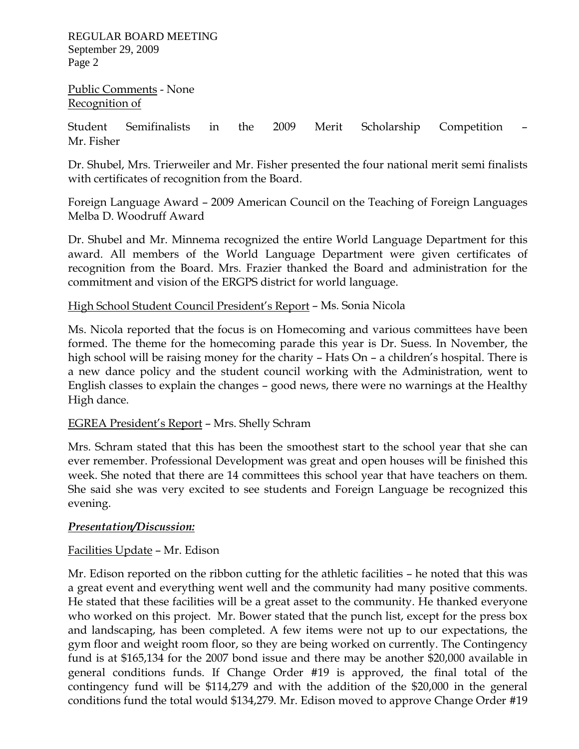Public Comments - None

Recognition of

Student Semifinalists in the 2009 Merit Scholarship Competition – Mr. Fisher

Dr. Shubel, Mrs. Trierweiler and Mr. Fisher presented the four national merit semi finalists with certificates of recognition from the Board.

Foreign Language Award – 2009 American Council on the Teaching of Foreign Languages Melba D. Woodruff Award

Dr. Shubel and Mr. Minnema recognized the entire World Language Department for this award. All members of the World Language Department were given certificates of recognition from the Board. Mrs. Frazier thanked the Board and administration for the commitment and vision of the ERGPS district for world language.

High School Student Council President's Report – Ms. Sonia Nicola

Ms. Nicola reported that the focus is on Homecoming and various committees have been formed. The theme for the homecoming parade this year is Dr. Suess. In November, the high school will be raising money for the charity – Hats On – a children's hospital. There is a new dance policy and the student council working with the Administration, went to English classes to explain the changes – good news, there were no warnings at the Healthy High dance.

EGREA President's Report – Mrs. Shelly Schram

Mrs. Schram stated that this has been the smoothest start to the school year that she can ever remember. Professional Development was great and open houses will be finished this week. She noted that there are 14 committees this school year that have teachers on them. She said she was very excited to see students and Foreign Language be recognized this evening.

***Presentation/Discussion:***

Facilities Update – Mr. Edison

Mr. Edison reported on the ribbon cutting for the athletic facilities – he noted that this was a great event and everything went well and the community had many positive comments. He stated that these facilities will be a great asset to the community. He thanked everyone who worked on this project. Mr. Bower stated that the punch list, except for the press box and landscaping, has been completed. A few items were not up to our expectations, the gym floor and weight room floor, so they are being worked on currently. The Contingency fund is at $165,134 for the 2007 bond issue and there may be another $20,000 available in general conditions funds. If Change Order #19 is approved, the final total of the contingency fund will be $114,279 and with the addition of the $20,000 in the general conditions fund the total would $134,279. Mr. Edison moved to approve Change Order #19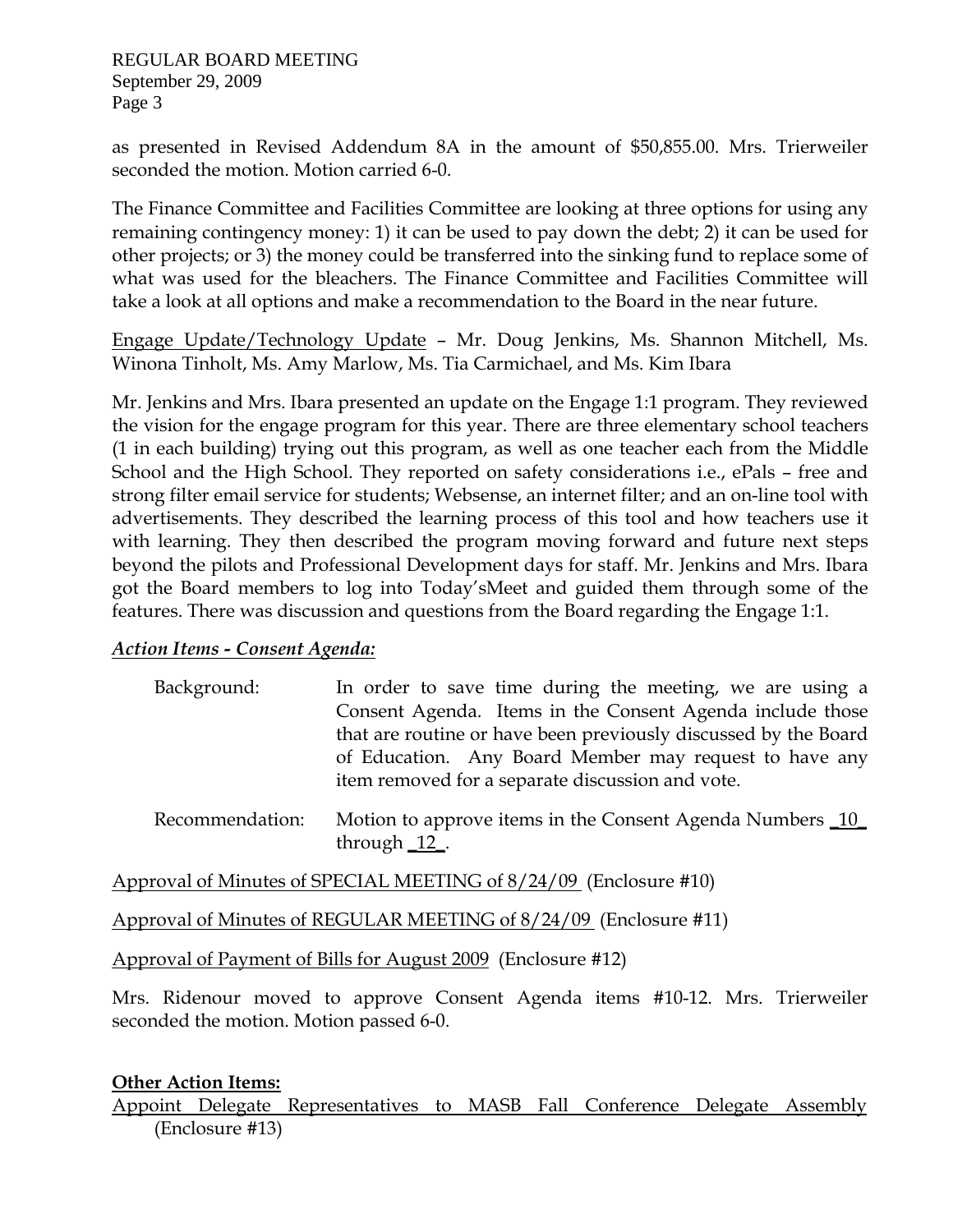as presented in Revised Addendum 8A in the amount of $50,855.00. Mrs. Trierweiler seconded the motion. Motion carried 6-0.

The Finance Committee and Facilities Committee are looking at three options for using any remaining contingency money: 1) it can be used to pay down the debt; 2) it can be used for other projects; or 3) the money could be transferred into the sinking fund to replace some of what was used for the bleachers. The Finance Committee and Facilities Committee will take a look at all options and make a recommendation to the Board in the near future.

<u>Engage Update/Technology Update</u> – Mr. Doug Jenkins, Ms. Shannon Mitchell, Ms. Winona Tinholt, Ms. Amy Marlow, Ms. Tia Carmichael, and Ms. Kim Ibara

Mr. Jenkins and Mrs. Ibara presented an update on the Engage 1:1 program. They reviewed the vision for the engage program for this year. There are three elementary school teachers (1 in each building) trying out this program, as well as one teacher each from the Middle School and the High School. They reported on safety considerations i.e., ePals – free and strong filter email service for students; Websense, an internet filter; and an on-line tool with advertisements. They described the learning process of this tool and how teachers use it with learning. They then described the program moving forward and future next steps beyond the pilots and Professional Development days for staff. Mr. Jenkins and Mrs. Ibara got the Board members to log into Today'sMeet and guided them through some of the features. There was discussion and questions from the Board regarding the Engage 1:1.

***<u>Action Items - Consent Agenda:</u>***

Background: In order to save time during the meeting, we are using a Consent Agenda. Items in the Consent Agenda include those that are routine or have been previously discussed by the Board of Education. Any Board Member may request to have any item removed for a separate discussion and vote.

Recommendation: Motion to approve items in the Consent Agenda Numbers _10_ through _12_.

<u>Approval of Minutes of SPECIAL MEETING of 8/24/09</u> (Enclosure #10)

<u>Approval of Minutes of REGULAR MEETING of 8/24/09</u> (Enclosure #11)

<u>Approval of Payment of Bills for August 2009</u> (Enclosure #12)

Mrs. Ridenour moved to approve Consent Agenda items #10-12. Mrs. Trierweiler seconded the motion. Motion passed 6-0.

**<u>Other Action Items:</u>**

<u>Appoint Delegate Representatives to MASB Fall Conference Delegate Assembly</u> (Enclosure #13)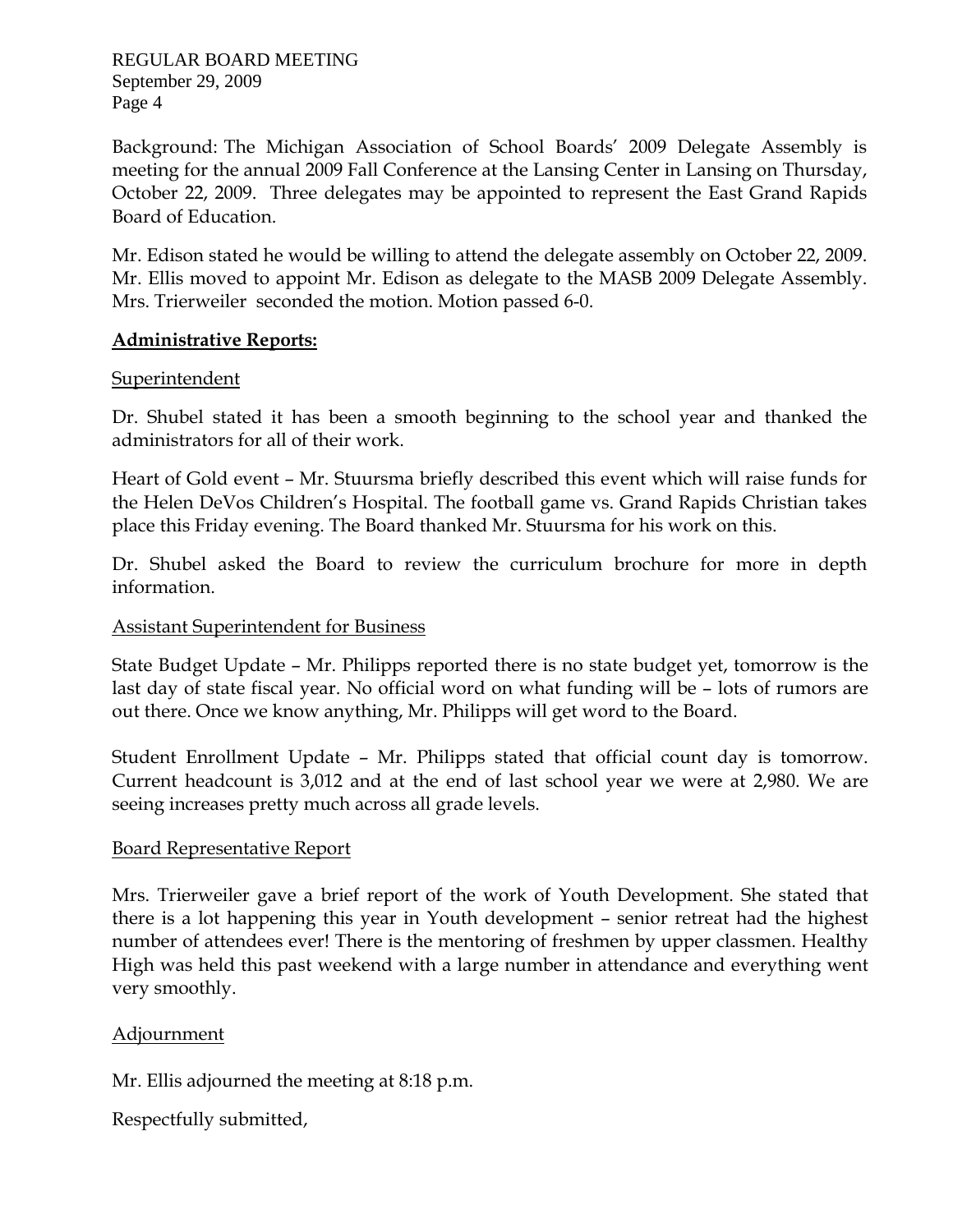Background: The Michigan Association of School Boards' 2009 Delegate Assembly is meeting for the annual 2009 Fall Conference at the Lansing Center in Lansing on Thursday, October 22, 2009. Three delegates may be appointed to represent the East Grand Rapids Board of Education.

Mr. Edison stated he would be willing to attend the delegate assembly on October 22, 2009. Mr. Ellis moved to appoint Mr. Edison as delegate to the MASB 2009 Delegate Assembly. Mrs. Trierweiler seconded the motion. Motion passed 6-0.

**Administrative Reports:**

Superintendent

Dr. Shubel stated it has been a smooth beginning to the school year and thanked the administrators for all of their work.

Heart of Gold event – Mr. Stuursma briefly described this event which will raise funds for the Helen DeVos Children's Hospital. The football game vs. Grand Rapids Christian takes place this Friday evening. The Board thanked Mr. Stuursma for his work on this.

Dr. Shubel asked the Board to review the curriculum brochure for more in depth information.

Assistant Superintendent for Business

State Budget Update – Mr. Philipps reported there is no state budget yet, tomorrow is the last day of state fiscal year. No official word on what funding will be – lots of rumors are out there. Once we know anything, Mr. Philipps will get word to the Board.

Student Enrollment Update – Mr. Philipps stated that official count day is tomorrow. Current headcount is 3,012 and at the end of last school year we were at 2,980. We are seeing increases pretty much across all grade levels.

Board Representative Report

Mrs. Trierweiler gave a brief report of the work of Youth Development. She stated that there is a lot happening this year in Youth development – senior retreat had the highest number of attendees ever! There is the mentoring of freshmen by upper classmen. Healthy High was held this past weekend with a large number in attendance and everything went very smoothly.

Adjournment

Mr. Ellis adjourned the meeting at 8:18 p.m.

Respectfully submitted,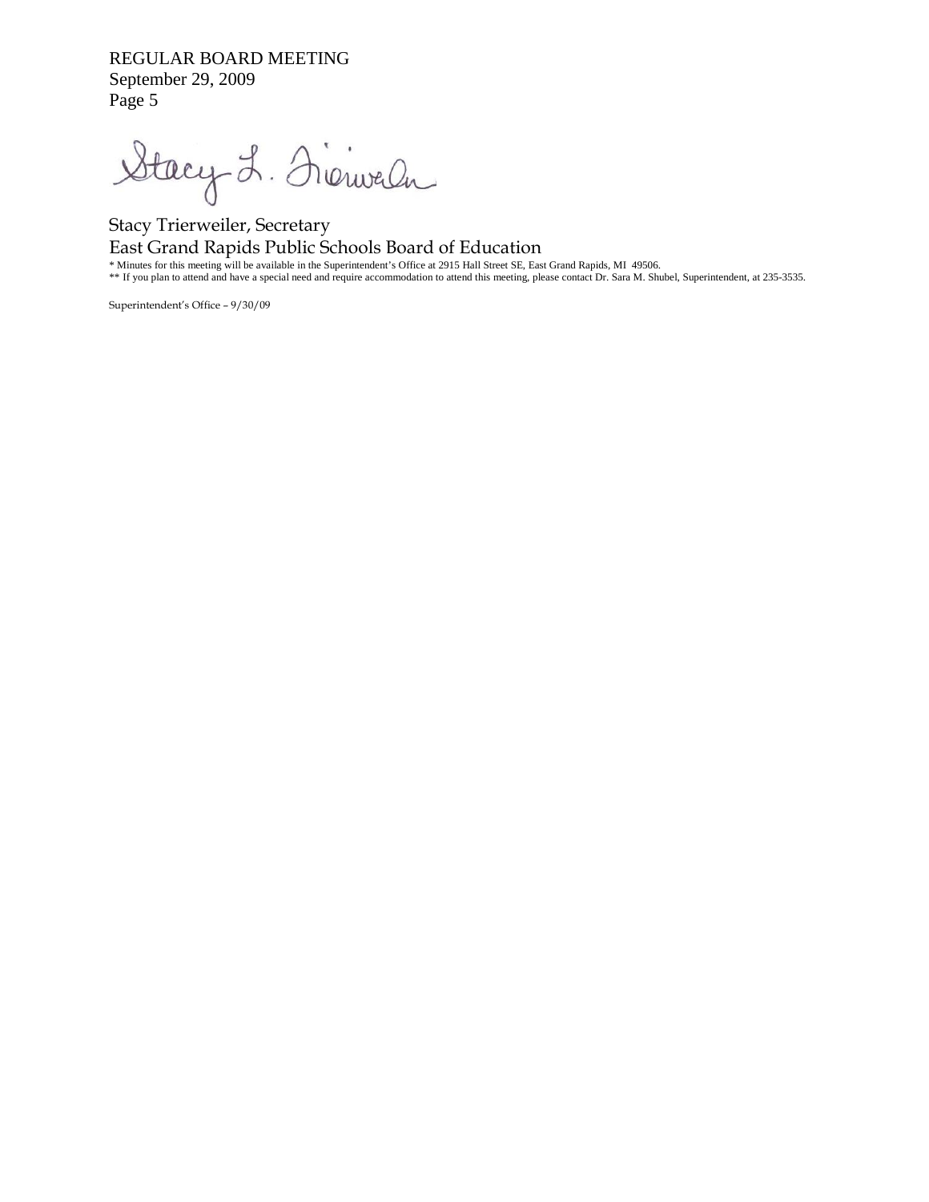Stacy Trierweiler, Secretary
East Grand Rapids Public Schools Board of Education

* Minutes for this meeting will be available in the Superintendent's Office at 2915 Hall Street SE, East Grand Rapids, MI 49506.
** If you plan to attend and have a special need and require accommodation to attend this meeting, please contact Dr. Sara M. Shubel, Superintendent, at 235-3535.

Superintendent's Office – 9/30/09